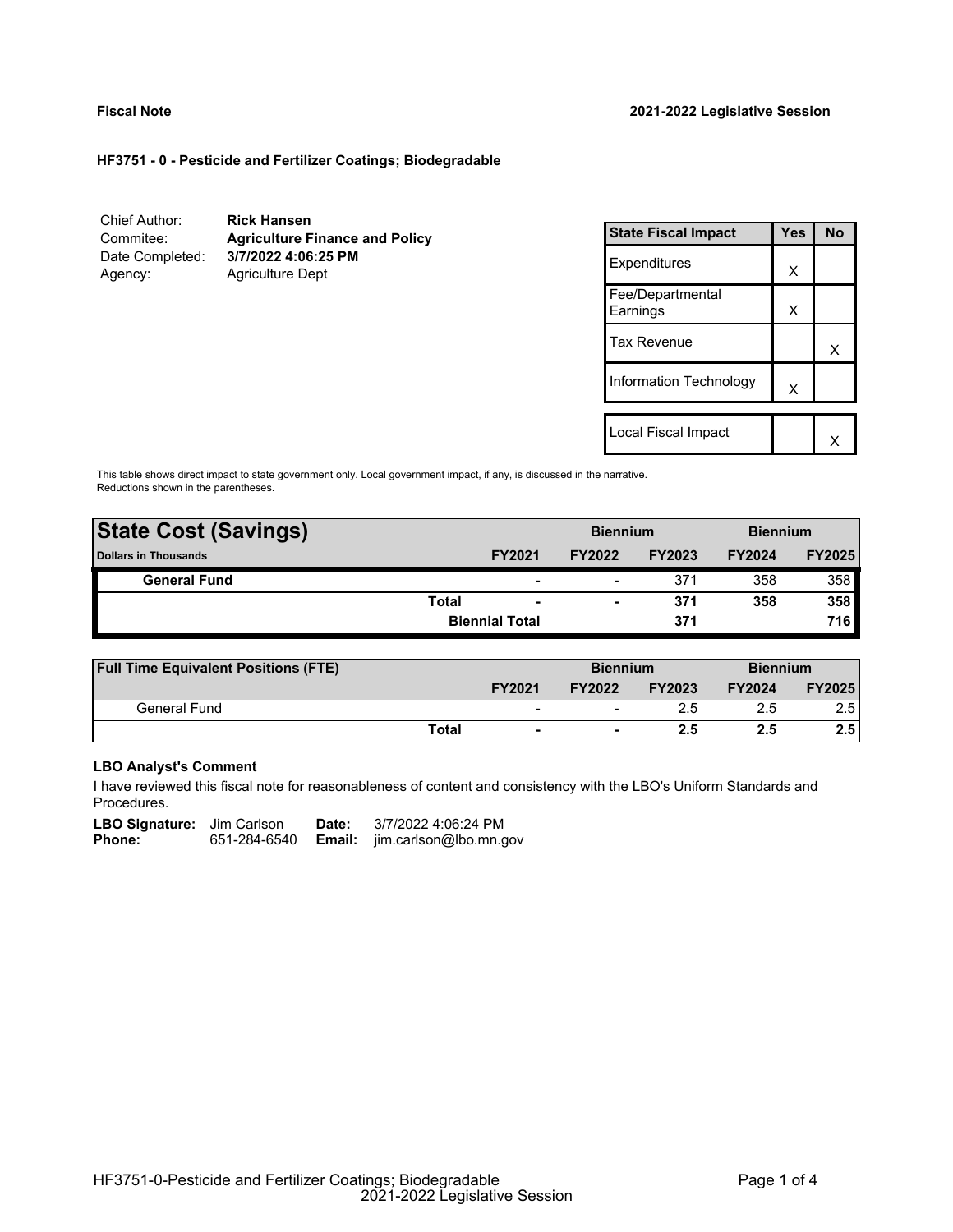**Fiscal Note** **2021-2022 Legislative Session**

**HF3751 - 0 - Pesticide and Fertilizer Coatings; Biodegradable**

| | |
|---|---|
| Chief Author: | **Rick Hansen** |
| Commitee: | **Agriculture Finance and Policy** |
| Date Completed: | **3/7/2022 4:06:25 PM** |
| Agency: | Agriculture Dept |

| State Fiscal Impact | Yes | No |
|---|---|---|
| Expenditures | X | |
| Fee/Departmental Earnings | X | |
| Tax Revenue | | X |
| Information Technology | X | |
| Local Fiscal Impact | | X |

This table shows direct impact to state government only. Local government impact, if any, is discussed in the narrative. Reductions shown in the parentheses.

| State Cost (Savings) | | Biennium | | Biennium | |
|---|---|---|---|---|---|
| Dollars in Thousands | FY2021 | FY2022 | FY2023 | FY2024 | FY2025 |
| **General Fund** | - | - | 371 | 358 | 358 |
| **Total** | **-** | **-** | **371** | **358** | **358** |
| **Biennial Total** | | | **371** | | **716** |

| Full Time Equivalent Positions (FTE) | | Biennium | | Biennium | |
|---|---|---|---|---|---|
| | FY2021 | FY2022 | FY2023 | FY2024 | FY2025 |
| General Fund | - | - | 2.5 | 2.5 | 2.5 |
| **Total** | **-** | **-** | **2.5** | **2.5** | **2.5** |

**LBO Analyst's Comment**

I have reviewed this fiscal note for reasonableness of content and consistency with the LBO's Uniform Standards and Procedures.

**LBO Signature:** Jim Carlson **Date:** 3/7/2022 4:06:24 PM
**Phone:** 651-284-6540 **Email:** jim.carlson@lbo.mn.gov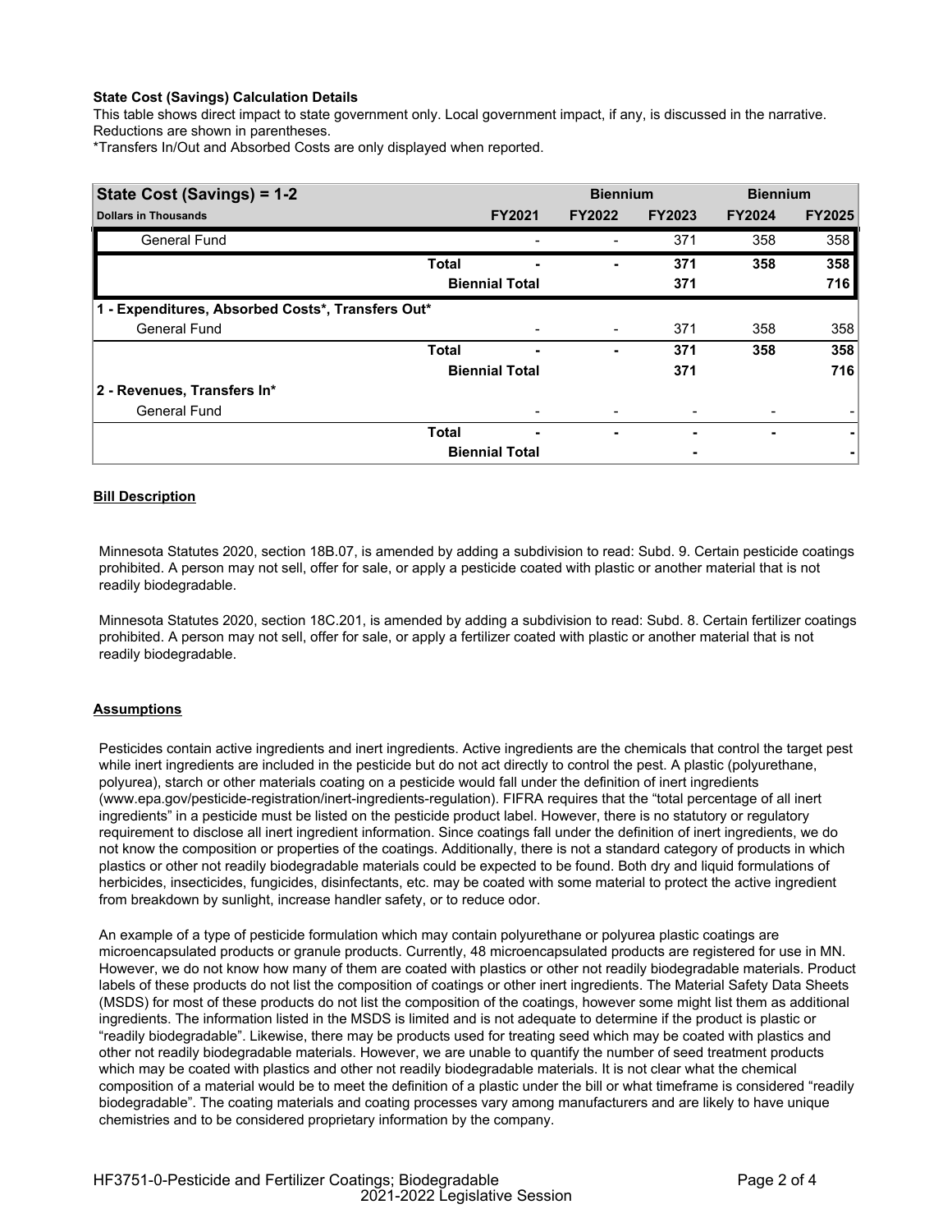**State Cost (Savings) Calculation Details**

This table shows direct impact to state government only. Local government impact, if any, is discussed in the narrative. Reductions are shown in parentheses.

*Transfers In/Out and Absorbed Costs are only displayed when reported.

| State Cost (Savings) = 1-2 | | Biennium | | Biennium | |
|---|---|---|---|---|---|
| **Dollars in Thousands** | **FY2021** | **FY2022** | **FY2023** | **FY2024** | **FY2025** |
| General Fund | - | - | 371 | 358 | 358 |
| **Total** | **-** | **-** | **371** | **358** | **358** |
| **Biennial Total** | | | **371** | | **716** |
| **1 - Expenditures, Absorbed Costs*, Transfers Out*** | | | | | |
| General Fund | - | - | 371 | 358 | 358 |
| **Total** | **-** | **-** | **371** | **358** | **358** |
| **Biennial Total** | | | **371** | | **716** |
| **2 - Revenues, Transfers In*** | | | | | |
| General Fund | - | - | - | - | - |
| **Total** | **-** | **-** | **-** | **-** | **-** |
| **Biennial Total** | | | **-** | | **-** |

**Bill Description**

Minnesota Statutes 2020, section 18B.07, is amended by adding a subdivision to read: Subd. 9. Certain pesticide coatings prohibited. A person may not sell, offer for sale, or apply a pesticide coated with plastic or another material that is not readily biodegradable.

Minnesota Statutes 2020, section 18C.201, is amended by adding a subdivision to read: Subd. 8. Certain fertilizer coatings prohibited. A person may not sell, offer for sale, or apply a fertilizer coated with plastic or another material that is not readily biodegradable.

**Assumptions**

Pesticides contain active ingredients and inert ingredients. Active ingredients are the chemicals that control the target pest while inert ingredients are included in the pesticide but do not act directly to control the pest. A plastic (polyurethane, polyurea), starch or other materials coating on a pesticide would fall under the definition of inert ingredients (www.epa.gov/pesticide-registration/inert-ingredients-regulation). FIFRA requires that the "total percentage of all inert ingredients" in a pesticide must be listed on the pesticide product label. However, there is no statutory or regulatory requirement to disclose all inert ingredient information. Since coatings fall under the definition of inert ingredients, we do not know the composition or properties of the coatings. Additionally, there is not a standard category of products in which plastics or other not readily biodegradable materials could be expected to be found. Both dry and liquid formulations of herbicides, insecticides, fungicides, disinfectants, etc. may be coated with some material to protect the active ingredient from breakdown by sunlight, increase handler safety, or to reduce odor.

An example of a type of pesticide formulation which may contain polyurethane or polyurea plastic coatings are microencapsulated products or granule products. Currently, 48 microencapsulated products are registered for use in MN. However, we do not know how many of them are coated with plastics or other not readily biodegradable materials. Product labels of these products do not list the composition of coatings or other inert ingredients. The Material Safety Data Sheets (MSDS) for most of these products do not list the composition of the coatings, however some might list them as additional ingredients. The information listed in the MSDS is limited and is not adequate to determine if the product is plastic or "readily biodegradable". Likewise, there may be products used for treating seed which may be coated with plastics and other not readily biodegradable materials. However, we are unable to quantify the number of seed treatment products which may be coated with plastics and other not readily biodegradable materials. It is not clear what the chemical composition of a material would be to meet the definition of a plastic under the bill or what timeframe is considered "readily biodegradable". The coating materials and coating processes vary among manufacturers and are likely to have unique chemistries and to be considered proprietary information by the company.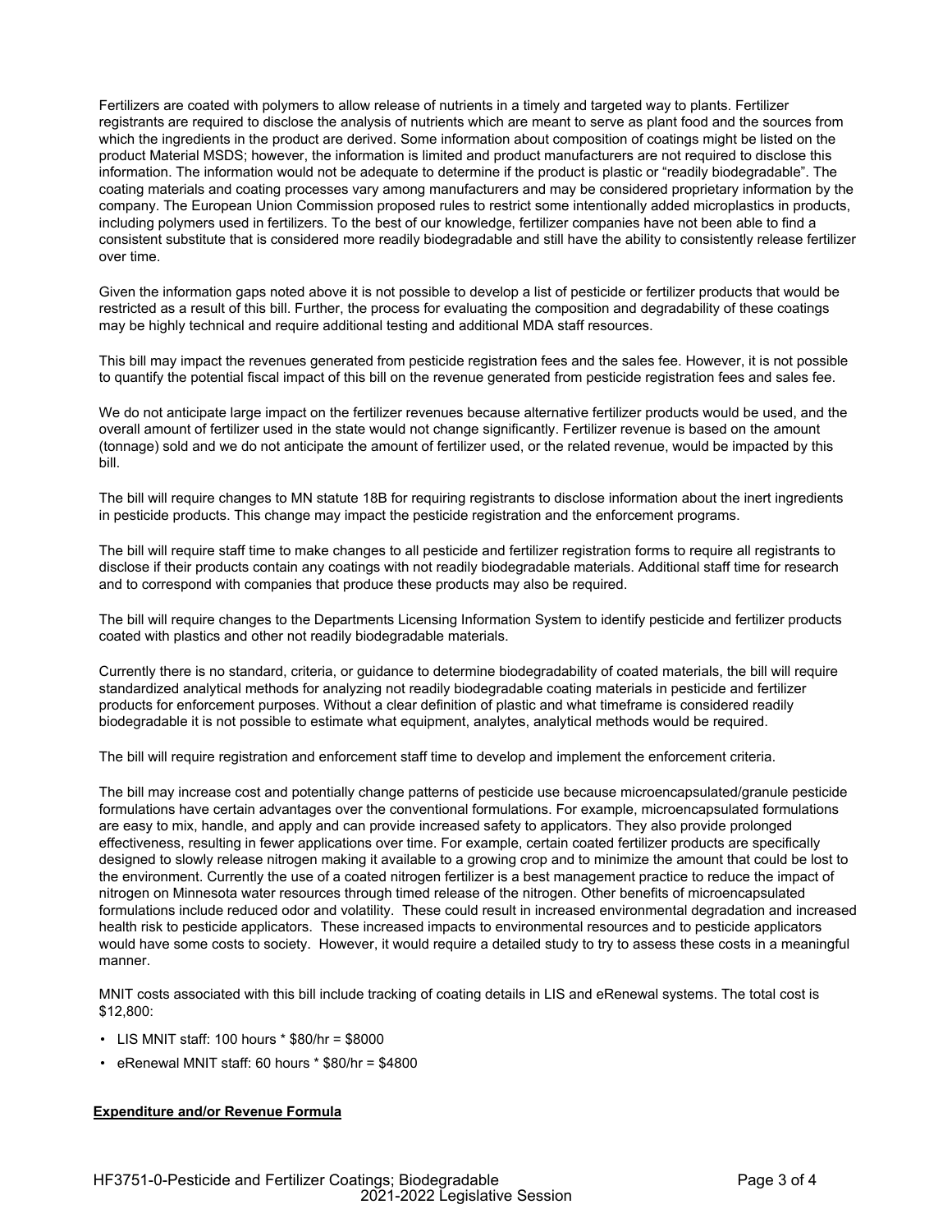Fertilizers are coated with polymers to allow release of nutrients in a timely and targeted way to plants. Fertilizer registrants are required to disclose the analysis of nutrients which are meant to serve as plant food and the sources from which the ingredients in the product are derived. Some information about composition of coatings might be listed on the product Material MSDS; however, the information is limited and product manufacturers are not required to disclose this information. The information would not be adequate to determine if the product is plastic or "readily biodegradable". The coating materials and coating processes vary among manufacturers and may be considered proprietary information by the company. The European Union Commission proposed rules to restrict some intentionally added microplastics in products, including polymers used in fertilizers. To the best of our knowledge, fertilizer companies have not been able to find a consistent substitute that is considered more readily biodegradable and still have the ability to consistently release fertilizer over time.

Given the information gaps noted above it is not possible to develop a list of pesticide or fertilizer products that would be restricted as a result of this bill. Further, the process for evaluating the composition and degradability of these coatings may be highly technical and require additional testing and additional MDA staff resources.

This bill may impact the revenues generated from pesticide registration fees and the sales fee. However, it is not possible to quantify the potential fiscal impact of this bill on the revenue generated from pesticide registration fees and sales fee.

We do not anticipate large impact on the fertilizer revenues because alternative fertilizer products would be used, and the overall amount of fertilizer used in the state would not change significantly. Fertilizer revenue is based on the amount (tonnage) sold and we do not anticipate the amount of fertilizer used, or the related revenue, would be impacted by this bill.

The bill will require changes to MN statute 18B for requiring registrants to disclose information about the inert ingredients in pesticide products. This change may impact the pesticide registration and the enforcement programs.

The bill will require staff time to make changes to all pesticide and fertilizer registration forms to require all registrants to disclose if their products contain any coatings with not readily biodegradable materials. Additional staff time for research and to correspond with companies that produce these products may also be required.

The bill will require changes to the Departments Licensing Information System to identify pesticide and fertilizer products coated with plastics and other not readily biodegradable materials.

Currently there is no standard, criteria, or guidance to determine biodegradability of coated materials, the bill will require standardized analytical methods for analyzing not readily biodegradable coating materials in pesticide and fertilizer products for enforcement purposes. Without a clear definition of plastic and what timeframe is considered readily biodegradable it is not possible to estimate what equipment, analytes, analytical methods would be required.

The bill will require registration and enforcement staff time to develop and implement the enforcement criteria.

The bill may increase cost and potentially change patterns of pesticide use because microencapsulated/granule pesticide formulations have certain advantages over the conventional formulations. For example, microencapsulated formulations are easy to mix, handle, and apply and can provide increased safety to applicators. They also provide prolonged effectiveness, resulting in fewer applications over time. For example, certain coated fertilizer products are specifically designed to slowly release nitrogen making it available to a growing crop and to minimize the amount that could be lost to the environment. Currently the use of a coated nitrogen fertilizer is a best management practice to reduce the impact of nitrogen on Minnesota water resources through timed release of the nitrogen. Other benefits of microencapsulated formulations include reduced odor and volatility. These could result in increased environmental degradation and increased health risk to pesticide applicators. These increased impacts to environmental resources and to pesticide applicators would have some costs to society. However, it would require a detailed study to try to assess these costs in a meaningful manner.

MNIT costs associated with this bill include tracking of coating details in LIS and eRenewal systems. The total cost is $12,800:

- LIS MNIT staff: 100 hours * $80/hr = $8000
- eRenewal MNIT staff: 60 hours * $80/hr = $4800

**Expenditure and/or Revenue Formula**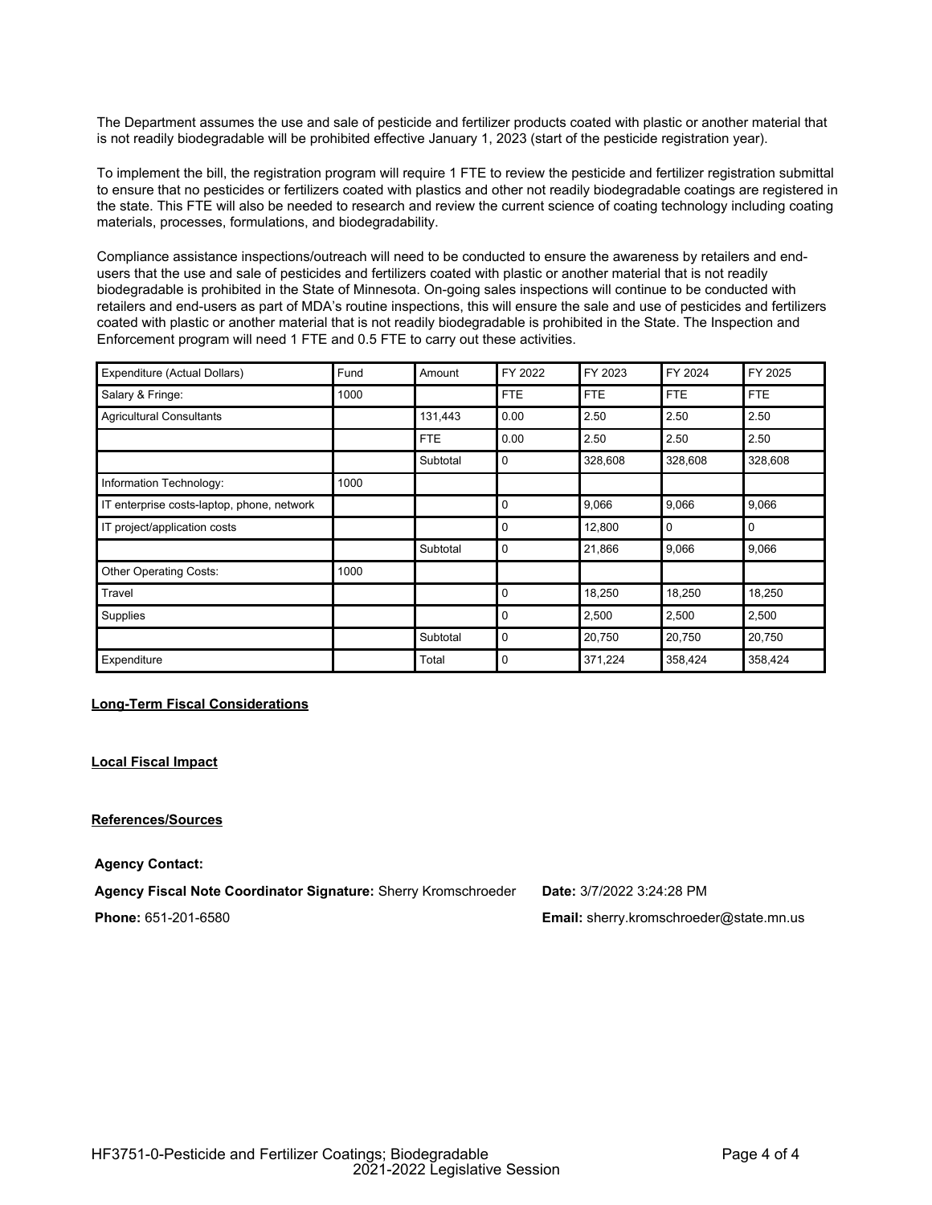The Department assumes the use and sale of pesticide and fertilizer products coated with plastic or another material that is not readily biodegradable will be prohibited effective January 1, 2023 (start of the pesticide registration year).

To implement the bill, the registration program will require 1 FTE to review the pesticide and fertilizer registration submittal to ensure that no pesticides or fertilizers coated with plastics and other not readily biodegradable coatings are registered in the state. This FTE will also be needed to research and review the current science of coating technology including coating materials, processes, formulations, and biodegradability.

Compliance assistance inspections/outreach will need to be conducted to ensure the awareness by retailers and end-users that the use and sale of pesticides and fertilizers coated with plastic or another material that is not readily biodegradable is prohibited in the State of Minnesota. On-going sales inspections will continue to be conducted with retailers and end-users as part of MDA's routine inspections, this will ensure the sale and use of pesticides and fertilizers coated with plastic or another material that is not readily biodegradable is prohibited in the State. The Inspection and Enforcement program will need 1 FTE and 0.5 FTE to carry out these activities.

| Expenditure (Actual Dollars) | Fund | Amount | FY 2022 | FY 2023 | FY 2024 | FY 2025 |
|---|---|---|---|---|---|---|
| Salary & Fringe: | 1000 | | FTE | FTE | FTE | FTE |
| Agricultural Consultants | | 131,443 | 0.00 | 2.50 | 2.50 | 2.50 |
| | | FTE | 0.00 | 2.50 | 2.50 | 2.50 |
| | | Subtotal | 0 | 328,608 | 328,608 | 328,608 |
| Information Technology: | 1000 | | | | | |
| IT enterprise costs-laptop, phone, network | | | 0 | 9,066 | 9,066 | 9,066 |
| IT project/application costs | | | 0 | 12,800 | 0 | 0 |
| | | Subtotal | 0 | 21,866 | 9,066 | 9,066 |
| Other Operating Costs: | 1000 | | | | | |
| Travel | | | 0 | 18,250 | 18,250 | 18,250 |
| Supplies | | | 0 | 2,500 | 2,500 | 2,500 |
| | | Subtotal | 0 | 20,750 | 20,750 | 20,750 |
| Expenditure | | Total | 0 | 371,224 | 358,424 | 358,424 |

**Long-Term Fiscal Considerations**

**Local Fiscal Impact**

**References/Sources**

**Agency Contact:**

**Agency Fiscal Note Coordinator Signature:** Sherry Kromschroeder **Date:** 3/7/2022 3:24:28 PM

**Phone:** 651-201-6580 **Email:** sherry.kromschroeder@state.mn.us